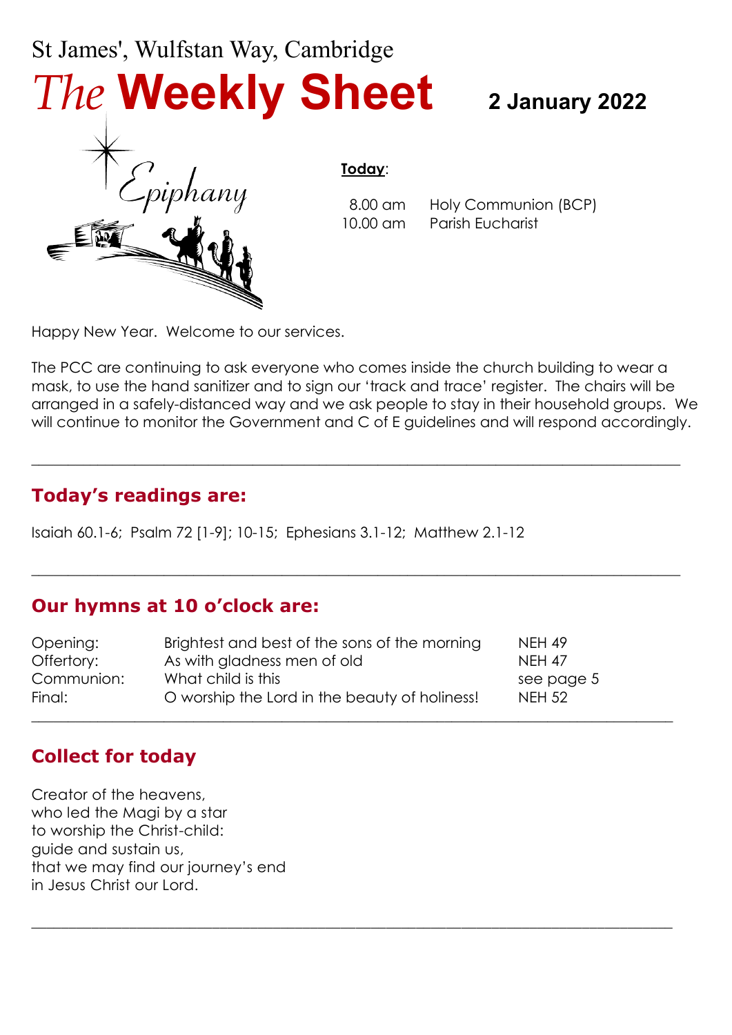St James', Wulfstan Way, Cambridge

# *The* **Weekly Sheet**

**2 January 2022**

Epiphany

**Today**:

| | |
|---|---|
| 8.00 am | Holy Communion (BCP) |
| 10.00 am | Parish Eucharist |

Happy New Year. Welcome to our services.

The PCC are continuing to ask everyone who comes inside the church building to wear a mask, to use the hand sanitizer and to sign our 'track and trace' register. The chairs will be arranged in a safely-distanced way and we ask people to stay in their household groups. We will continue to monitor the Government and C of E guidelines and will respond accordingly.

---

## Today's readings are:

Isaiah 60.1-6; Psalm 72 [1-9]; 10-15; Ephesians 3.1-12; Matthew 2.1-12

---

## Our hymns at 10 o'clock are:

| | | |
|---|---|---|
| Opening: | Brightest and best of the sons of the morning | NEH 49 |
| Offertory: | As with gladness men of old | NEH 47 |
| Communion: | What child is this | see page 5 |
| Final: | O worship the Lord in the beauty of holiness! | NEH 52 |

---

## Collect for today

Creator of the heavens,
who led the Magi by a star
to worship the Christ-child:
guide and sustain us,
that we may find our journey's end
in Jesus Christ our Lord.

---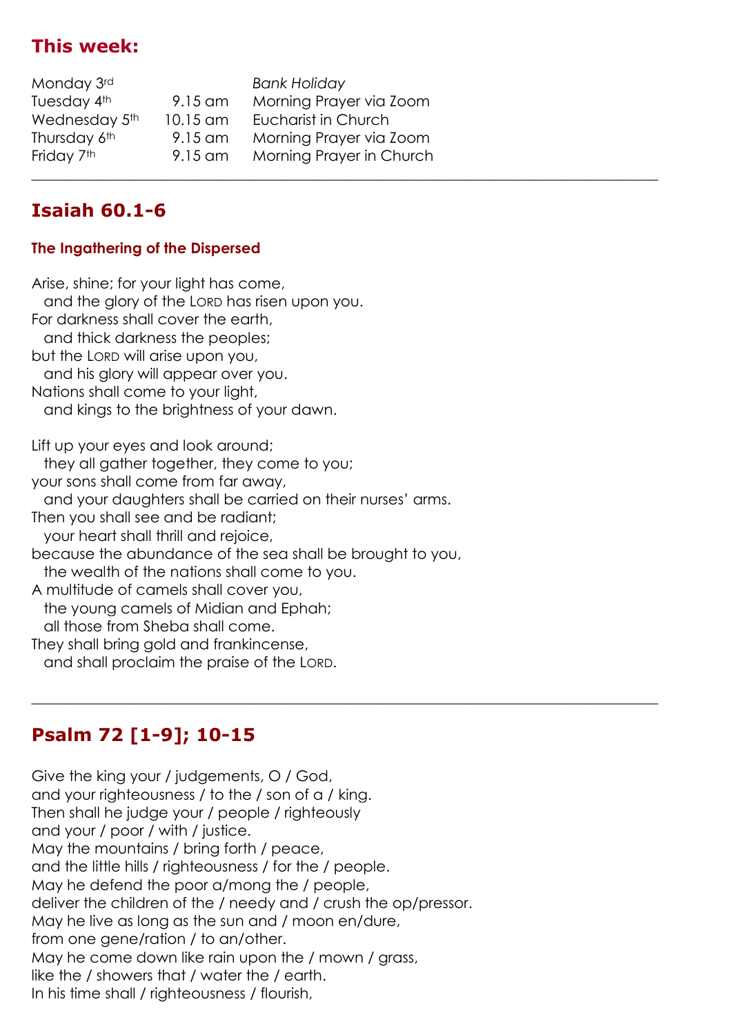## This week:

| | | |
|---|---|---|
| Monday 3rd | | *Bank Holiday* |
| Tuesday 4th | 9.15 am | Morning Prayer via Zoom |
| Wednesday 5th | 10.15 am | Eucharist in Church |
| Thursday 6th | 9.15 am | Morning Prayer via Zoom |
| Friday 7th | 9.15 am | Morning Prayer in Church |

---

## Isaiah 60.1-6

#### The Ingathering of the Dispersed

Arise, shine; for your light has come,
  and the glory of the LORD has risen upon you.
For darkness shall cover the earth,
  and thick darkness the peoples;
but the LORD will arise upon you,
  and his glory will appear over you.
Nations shall come to your light,
  and kings to the brightness of your dawn.

Lift up your eyes and look around;
  they all gather together, they come to you;
your sons shall come from far away,
  and your daughters shall be carried on their nurses' arms.
Then you shall see and be radiant;
  your heart shall thrill and rejoice,
because the abundance of the sea shall be brought to you,
  the wealth of the nations shall come to you.
A multitude of camels shall cover you,
  the young camels of Midian and Ephah;
  all those from Sheba shall come.
They shall bring gold and frankincense,
  and shall proclaim the praise of the LORD.

---

## Psalm 72 [1-9]; 10-15

Give the king your / judgements, O / God,
and your righteousness / to the / son of a / king.
Then shall he judge your / people / righteously
and your / poor / with / justice.
May the mountains / bring forth / peace,
and the little hills / righteousness / for the / people.
May he defend the poor a/mong the / people,
deliver the children of the / needy and / crush the op/pressor.
May he live as long as the sun and / moon en/dure,
from one gene/ration / to an/other.
May he come down like rain upon the / mown / grass,
like the / showers that / water the / earth.
In his time shall / righteousness / flourish,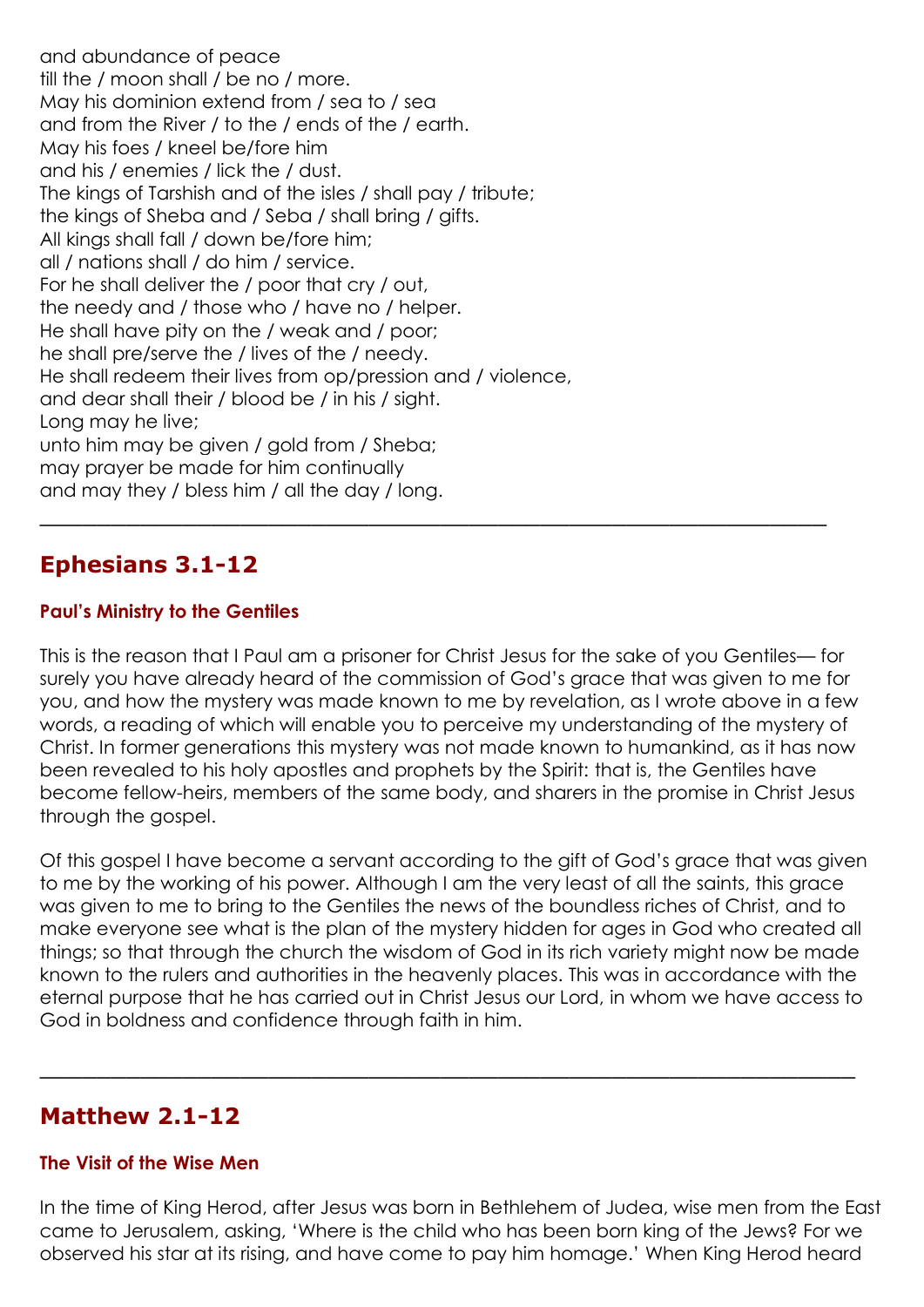and abundance of peace
till the / moon shall / be no / more.
May his dominion extend from / sea to / sea
and from the River / to the / ends of the / earth.
May his foes / kneel be/fore him
and his / enemies / lick the / dust.
The kings of Tarshish and of the isles / shall pay / tribute;
the kings of Sheba and / Seba / shall bring / gifts.
All kings shall fall / down be/fore him;
all / nations shall / do him / service.
For he shall deliver the / poor that cry / out,
the needy and / those who / have no / helper.
He shall have pity on the / weak and / poor;
he shall pre/serve the / lives of the / needy.
He shall redeem their lives from op/pression and / violence,
and dear shall their / blood be / in his / sight.
Long may he live;
unto him may be given / gold from / Sheba;
may prayer be made for him continually
and may they / bless him / all the day / long.

---

## Ephesians 3.1-12

### Paul's Ministry to the Gentiles

This is the reason that I Paul am a prisoner for Christ Jesus for the sake of you Gentiles— for surely you have already heard of the commission of God's grace that was given to me for you, and how the mystery was made known to me by revelation, as I wrote above in a few words, a reading of which will enable you to perceive my understanding of the mystery of Christ. In former generations this mystery was not made known to humankind, as it has now been revealed to his holy apostles and prophets by the Spirit: that is, the Gentiles have become fellow-heirs, members of the same body, and sharers in the promise in Christ Jesus through the gospel.

Of this gospel I have become a servant according to the gift of God's grace that was given to me by the working of his power. Although I am the very least of all the saints, this grace was given to me to bring to the Gentiles the news of the boundless riches of Christ, and to make everyone see what is the plan of the mystery hidden for ages in God who created all things; so that through the church the wisdom of God in its rich variety might now be made known to the rulers and authorities in the heavenly places. This was in accordance with the eternal purpose that he has carried out in Christ Jesus our Lord, in whom we have access to God in boldness and confidence through faith in him.

---

## Matthew 2.1-12

### The Visit of the Wise Men

In the time of King Herod, after Jesus was born in Bethlehem of Judea, wise men from the East came to Jerusalem, asking, 'Where is the child who has been born king of the Jews? For we observed his star at its rising, and have come to pay him homage.' When King Herod heard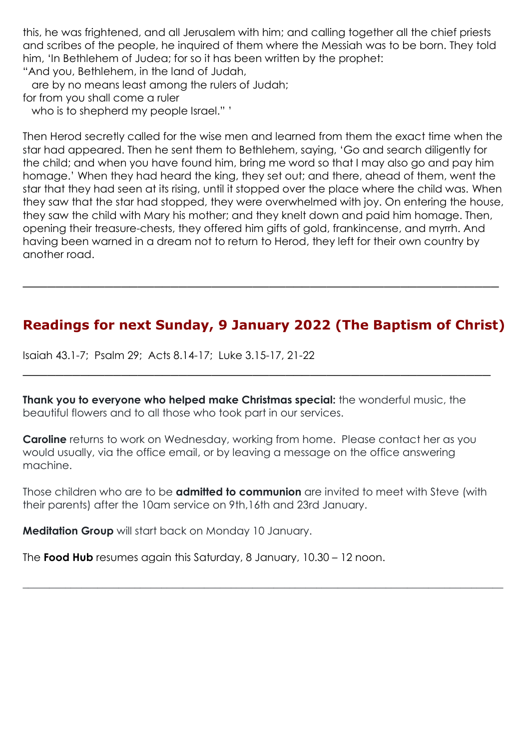this, he was frightened, and all Jerusalem with him; and calling together all the chief priests and scribes of the people, he inquired of them where the Messiah was to be born. They told him, 'In Bethlehem of Judea; for so it has been written by the prophet:
"And you, Bethlehem, in the land of Judah,
  are by no means least among the rulers of Judah;
for from you shall come a ruler
  who is to shepherd my people Israel." '

Then Herod secretly called for the wise men and learned from them the exact time when the star had appeared. Then he sent them to Bethlehem, saying, 'Go and search diligently for the child; and when you have found him, bring me word so that I may also go and pay him homage.' When they had heard the king, they set out; and there, ahead of them, went the star that they had seen at its rising, until it stopped over the place where the child was. When they saw that the star had stopped, they were overwhelmed with joy. On entering the house, they saw the child with Mary his mother; and they knelt down and paid him homage. Then, opening their treasure-chests, they offered him gifts of gold, frankincense, and myrrh. And having been warned in a dream not to return to Herod, they left for their own country by another road.

---

## Readings for next Sunday, 9 January 2022 (The Baptism of Christ)

Isaiah 43.1-7;  Psalm 29;  Acts 8.14-17;  Luke 3.15-17, 21-22

---

**Thank you to everyone who helped make Christmas special:** the wonderful music, the beautiful flowers and to all those who took part in our services.

**Caroline** returns to work on Wednesday, working from home. Please contact her as you would usually, via the office email, or by leaving a message on the office answering machine.

Those children who are to be **admitted to communion** are invited to meet with Steve (with their parents) after the 10am service on 9th,16th and 23rd January.

**Meditation Group** will start back on Monday 10 January.

The **Food Hub** resumes again this Saturday, 8 January, 10.30 – 12 noon.

---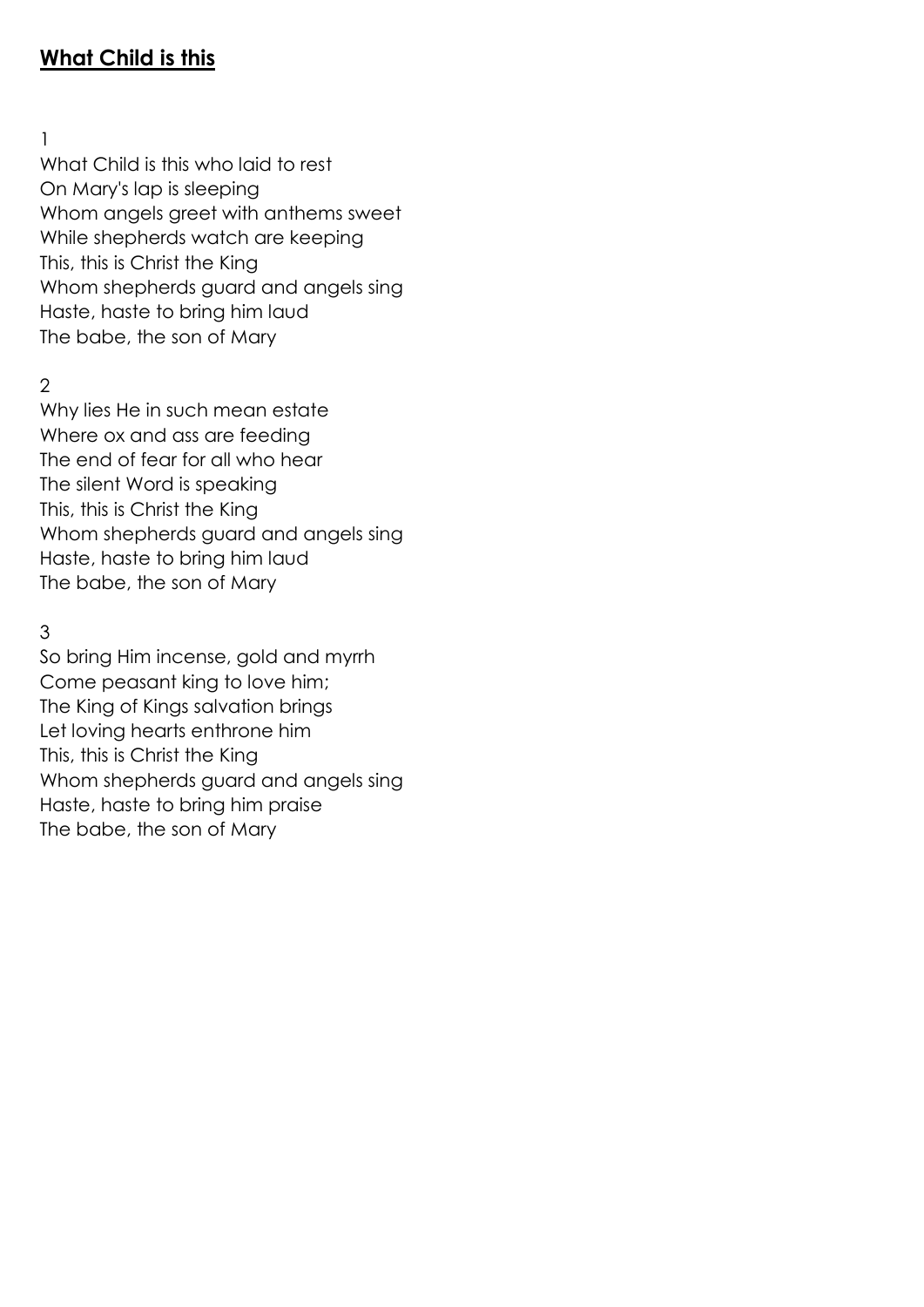## **What Child is this**

1

What Child is this who laid to rest
On Mary's lap is sleeping
Whom angels greet with anthems sweet
While shepherds watch are keeping
This, this is Christ the King
Whom shepherds guard and angels sing
Haste, haste to bring him laud
The babe, the son of Mary

2

Why lies He in such mean estate
Where ox and ass are feeding
The end of fear for all who hear
The silent Word is speaking
This, this is Christ the King
Whom shepherds guard and angels sing
Haste, haste to bring him laud
The babe, the son of Mary

3

So bring Him incense, gold and myrrh
Come peasant king to love him;
The King of Kings salvation brings
Let loving hearts enthrone him
This, this is Christ the King
Whom shepherds guard and angels sing
Haste, haste to bring him praise
The babe, the son of Mary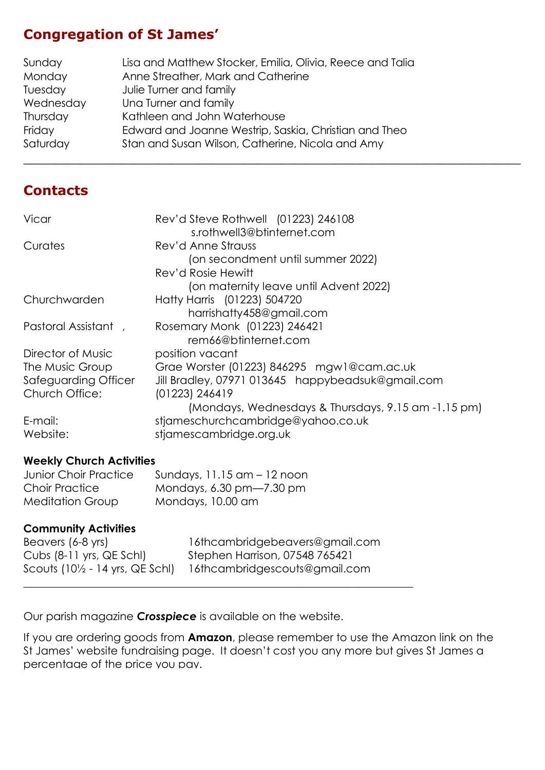## Congregation of St James'

| | |
|---|---|
| Sunday | Lisa and Matthew Stocker, Emilia, Olivia, Reece and Talia |
| Monday | Anne Streather, Mark and Catherine |
| Tuesday | Julie Turner and family |
| Wednesday | Una Turner and family |
| Thursday | Kathleen and John Waterhouse |
| Friday | Edward and Joanne Westrip, Saskia, Christian and Theo |
| Saturday | Stan and Susan Wilson, Catherine, Nicola and Amy |

---

## Contacts

| | |
|---|---|
| Vicar | Rev'd Steve Rothwell (01223) 246108<br>s.rothwell3@btinternet.com |
| Curates | Rev'd Anne Strauss<br>(on secondment until summer 2022)<br>Rev'd Rosie Hewitt<br>(on maternity leave until Advent 2022) |
| Churchwarden | Hatty Harris (01223) 504720<br>harrishatty458@gmail.com |
| Pastoral Assistant , | Rosemary Monk (01223) 246421<br>rem66@btinternet.com |
| Director of Music | position vacant |
| The Music Group | Grae Worster (01223) 846295 mgw1@cam.ac.uk |
| Safeguarding Officer | Jill Bradley, 07971 013645 happybeadsuk@gmail.com |
| Church Office: | (01223) 246419<br>(Mondays, Wednesdays & Thursdays, 9.15 am -1.15 pm) |
| E-mail: | stjameschurchcambridge@yahoo.co.uk |
| Website: | stjamescambridge.org.uk |

### Weekly Church Activities

| | |
|---|---|
| Junior Choir Practice | Sundays, 11.15 am – 12 noon |
| Choir Practice | Mondays, 6.30 pm—7.30 pm |
| Meditation Group | Mondays, 10.00 am |

### Community Activities

| | |
|---|---|
| Beavers (6-8 yrs) | 16thcambridgebeavers@gmail.com |
| Cubs (8-11 yrs, QE Schl) | Stephen Harrison, 07548 765421 |
| Scouts (10½ - 14 yrs, QE Schl) | 16thcambridgescouts@gmail.com |

---

Our parish magazine ***Crosspiece*** is available on the website.

If you are ordering goods from **Amazon**, please remember to use the Amazon link on the St James' website fundraising page. It doesn't cost you any more but gives St James a percentage of the price you pay.